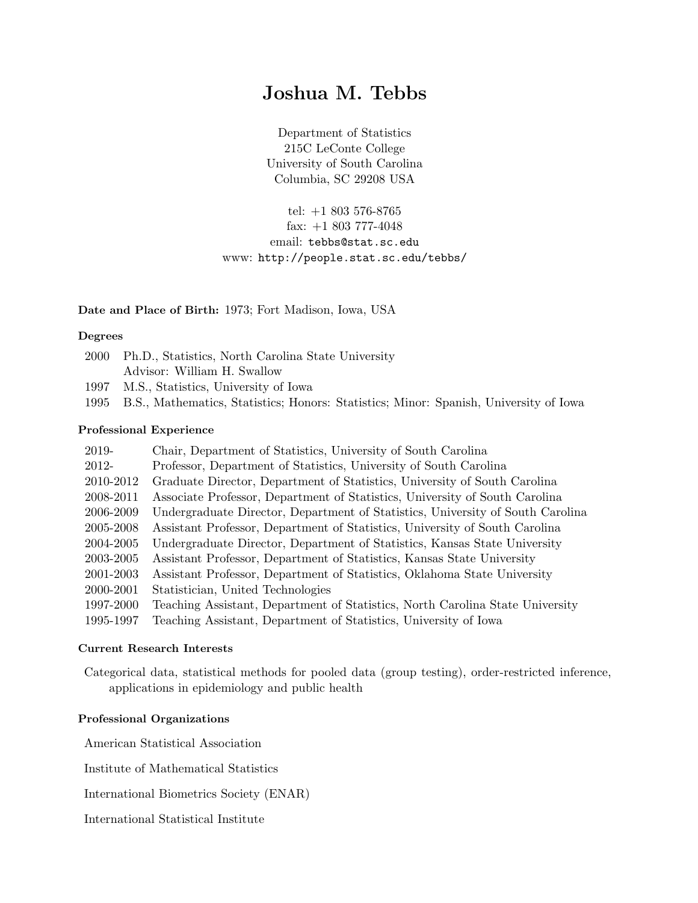# Joshua M. Tebbs

Department of Statistics
215C LeConte College
University of South Carolina
Columbia, SC 29208 USA

tel: +1 803 576-8765
fax: +1 803 777-4048
email: tebbs@stat.sc.edu
www: http://people.stat.sc.edu/tebbs/

**Date and Place of Birth:** 1973; Fort Madison, Iowa, USA

### Degrees

2000 Ph.D., Statistics, North Carolina State University
Advisor: William H. Swallow

1997 M.S., Statistics, University of Iowa

1995 B.S., Mathematics, Statistics; Honors: Statistics; Minor: Spanish, University of Iowa

### Professional Experience

| | |
|---|---|
| 2019- | Chair, Department of Statistics, University of South Carolina |
| 2012- | Professor, Department of Statistics, University of South Carolina |
| 2010-2012 | Graduate Director, Department of Statistics, University of South Carolina |
| 2008-2011 | Associate Professor, Department of Statistics, University of South Carolina |
| 2006-2009 | Undergraduate Director, Department of Statistics, University of South Carolina |
| 2005-2008 | Assistant Professor, Department of Statistics, University of South Carolina |
| 2004-2005 | Undergraduate Director, Department of Statistics, Kansas State University |
| 2003-2005 | Assistant Professor, Department of Statistics, Kansas State University |
| 2001-2003 | Assistant Professor, Department of Statistics, Oklahoma State University |
| 2000-2001 | Statistician, United Technologies |
| 1997-2000 | Teaching Assistant, Department of Statistics, North Carolina State University |
| 1995-1997 | Teaching Assistant, Department of Statistics, University of Iowa |

### Current Research Interests

Categorical data, statistical methods for pooled data (group testing), order-restricted inference, applications in epidemiology and public health

### Professional Organizations

American Statistical Association

Institute of Mathematical Statistics

International Biometrics Society (ENAR)

International Statistical Institute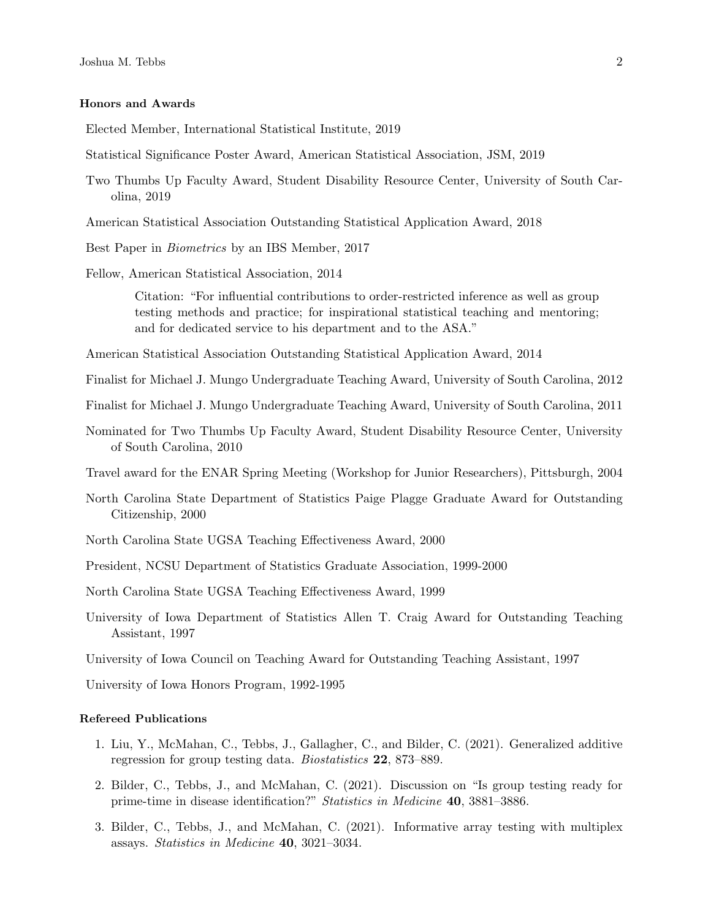### Honors and Awards

Elected Member, International Statistical Institute, 2019

Statistical Significance Poster Award, American Statistical Association, JSM, 2019

Two Thumbs Up Faculty Award, Student Disability Resource Center, University of South Carolina, 2019

American Statistical Association Outstanding Statistical Application Award, 2018

Best Paper in *Biometrics* by an IBS Member, 2017

Fellow, American Statistical Association, 2014

> Citation: "For influential contributions to order-restricted inference as well as group testing methods and practice; for inspirational statistical teaching and mentoring; and for dedicated service to his department and to the ASA."

American Statistical Association Outstanding Statistical Application Award, 2014

Finalist for Michael J. Mungo Undergraduate Teaching Award, University of South Carolina, 2012

Finalist for Michael J. Mungo Undergraduate Teaching Award, University of South Carolina, 2011

Nominated for Two Thumbs Up Faculty Award, Student Disability Resource Center, University of South Carolina, 2010

Travel award for the ENAR Spring Meeting (Workshop for Junior Researchers), Pittsburgh, 2004

North Carolina State Department of Statistics Paige Plagge Graduate Award for Outstanding Citizenship, 2000

North Carolina State UGSA Teaching Effectiveness Award, 2000

President, NCSU Department of Statistics Graduate Association, 1999-2000

North Carolina State UGSA Teaching Effectiveness Award, 1999

University of Iowa Department of Statistics Allen T. Craig Award for Outstanding Teaching Assistant, 1997

University of Iowa Council on Teaching Award for Outstanding Teaching Assistant, 1997

University of Iowa Honors Program, 1992-1995

### Refereed Publications

1. Liu, Y., McMahan, C., Tebbs, J., Gallagher, C., and Bilder, C. (2021). Generalized additive regression for group testing data. *Biostatistics* **22**, 873–889.
2. Bilder, C., Tebbs, J., and McMahan, C. (2021). Discussion on "Is group testing ready for prime-time in disease identification?" *Statistics in Medicine* **40**, 3881–3886.
3. Bilder, C., Tebbs, J., and McMahan, C. (2021). Informative array testing with multiplex assays. *Statistics in Medicine* **40**, 3021–3034.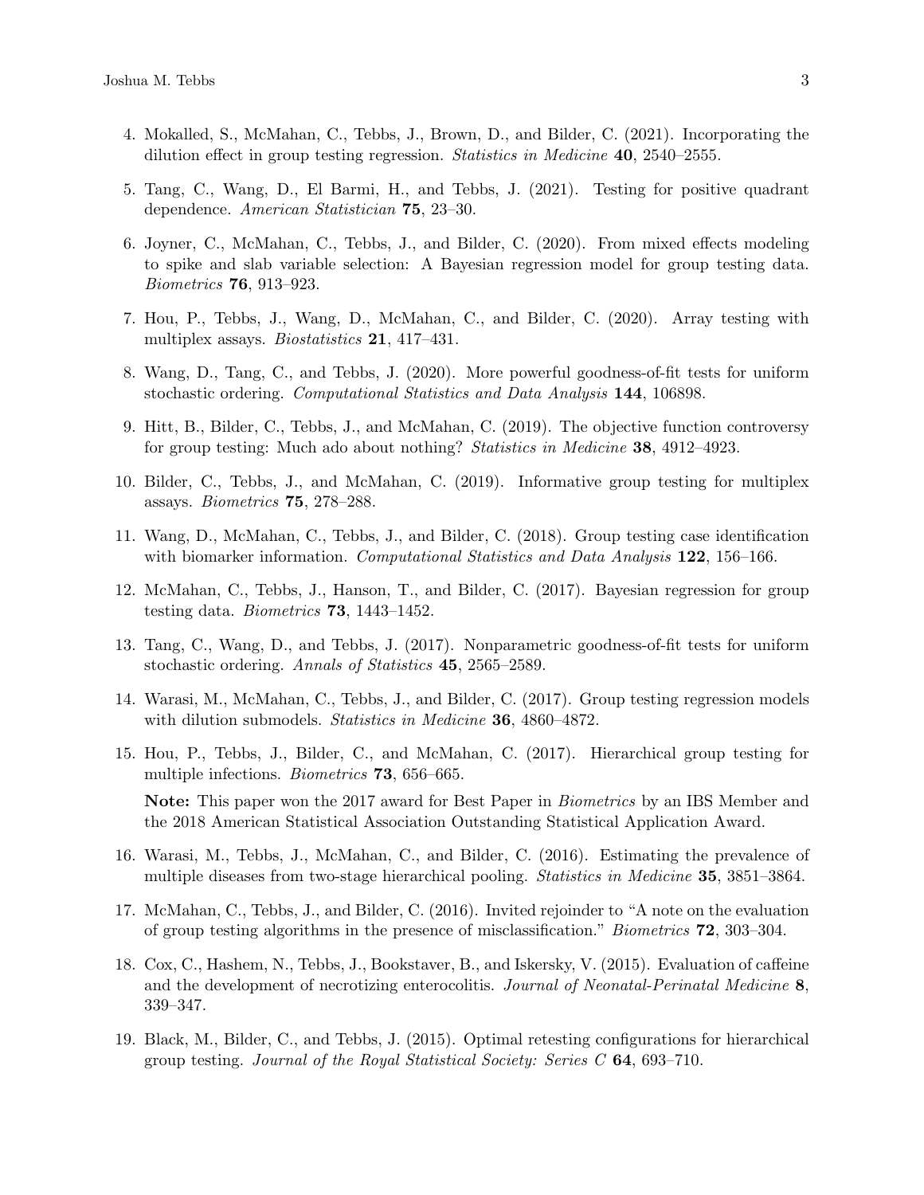4. Mokalled, S., McMahan, C., Tebbs, J., Brown, D., and Bilder, C. (2021). Incorporating the dilution effect in group testing regression. *Statistics in Medicine* **40**, 2540–2555.

5. Tang, C., Wang, D., El Barmi, H., and Tebbs, J. (2021). Testing for positive quadrant dependence. *American Statistician* **75**, 23–30.

6. Joyner, C., McMahan, C., Tebbs, J., and Bilder, C. (2020). From mixed effects modeling to spike and slab variable selection: A Bayesian regression model for group testing data. *Biometrics* **76**, 913–923.

7. Hou, P., Tebbs, J., Wang, D., McMahan, C., and Bilder, C. (2020). Array testing with multiplex assays. *Biostatistics* **21**, 417–431.

8. Wang, D., Tang, C., and Tebbs, J. (2020). More powerful goodness-of-fit tests for uniform stochastic ordering. *Computational Statistics and Data Analysis* **144**, 106898.

9. Hitt, B., Bilder, C., Tebbs, J., and McMahan, C. (2019). The objective function controversy for group testing: Much ado about nothing? *Statistics in Medicine* **38**, 4912–4923.

10. Bilder, C., Tebbs, J., and McMahan, C. (2019). Informative group testing for multiplex assays. *Biometrics* **75**, 278–288.

11. Wang, D., McMahan, C., Tebbs, J., and Bilder, C. (2018). Group testing case identification with biomarker information. *Computational Statistics and Data Analysis* **122**, 156–166.

12. McMahan, C., Tebbs, J., Hanson, T., and Bilder, C. (2017). Bayesian regression for group testing data. *Biometrics* **73**, 1443–1452.

13. Tang, C., Wang, D., and Tebbs, J. (2017). Nonparametric goodness-of-fit tests for uniform stochastic ordering. *Annals of Statistics* **45**, 2565–2589.

14. Warasi, M., McMahan, C., Tebbs, J., and Bilder, C. (2017). Group testing regression models with dilution submodels. *Statistics in Medicine* **36**, 4860–4872.

15. Hou, P., Tebbs, J., Bilder, C., and McMahan, C. (2017). Hierarchical group testing for multiple infections. *Biometrics* **73**, 656–665.

    **Note:** This paper won the 2017 award for Best Paper in *Biometrics* by an IBS Member and the 2018 American Statistical Association Outstanding Statistical Application Award.

16. Warasi, M., Tebbs, J., McMahan, C., and Bilder, C. (2016). Estimating the prevalence of multiple diseases from two-stage hierarchical pooling. *Statistics in Medicine* **35**, 3851–3864.

17. McMahan, C., Tebbs, J., and Bilder, C. (2016). Invited rejoinder to "A note on the evaluation of group testing algorithms in the presence of misclassification." *Biometrics* **72**, 303–304.

18. Cox, C., Hashem, N., Tebbs, J., Bookstaver, B., and Iskersky, V. (2015). Evaluation of caffeine and the development of necrotizing enterocolitis. *Journal of Neonatal-Perinatal Medicine* **8**, 339–347.

19. Black, M., Bilder, C., and Tebbs, J. (2015). Optimal retesting configurations for hierarchical group testing. *Journal of the Royal Statistical Society: Series C* **64**, 693–710.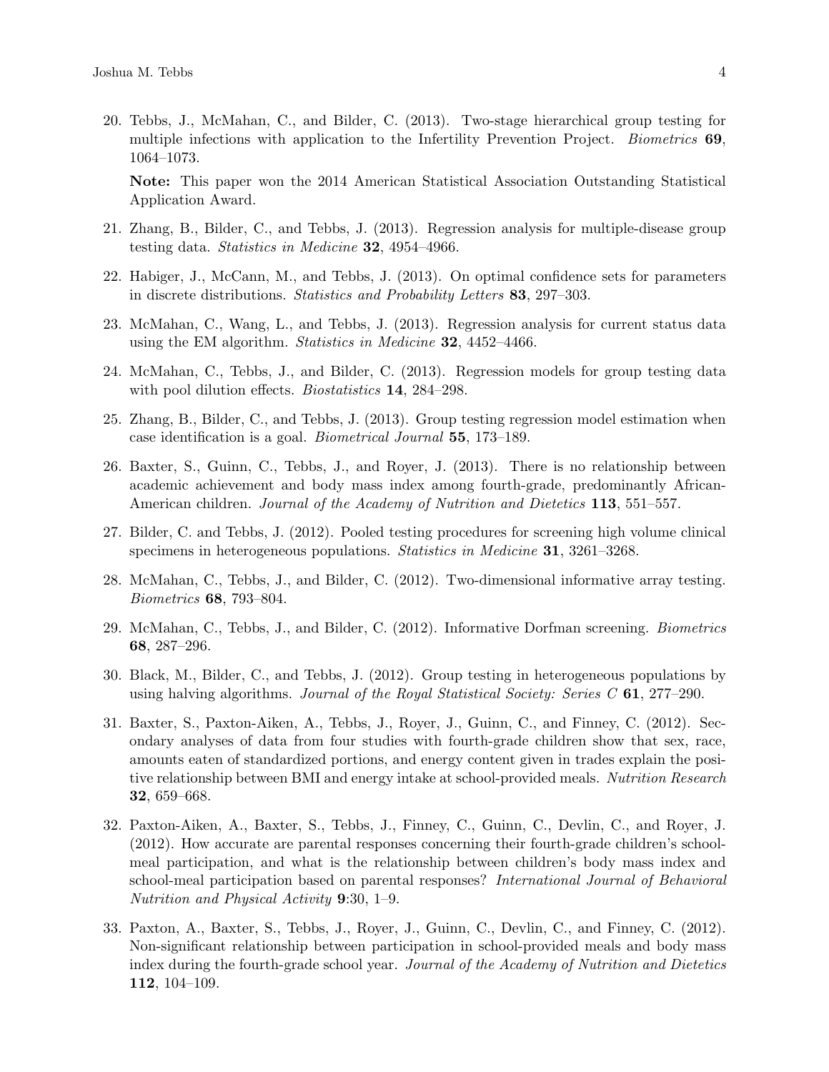20. Tebbs, J., McMahan, C., and Bilder, C. (2013). Two-stage hierarchical group testing for multiple infections with application to the Infertility Prevention Project. *Biometrics* **69**, 1064–1073.

    **Note:** This paper won the 2014 American Statistical Association Outstanding Statistical Application Award.

21. Zhang, B., Bilder, C., and Tebbs, J. (2013). Regression analysis for multiple-disease group testing data. *Statistics in Medicine* **32**, 4954–4966.

22. Habiger, J., McCann, M., and Tebbs, J. (2013). On optimal confidence sets for parameters in discrete distributions. *Statistics and Probability Letters* **83**, 297–303.

23. McMahan, C., Wang, L., and Tebbs, J. (2013). Regression analysis for current status data using the EM algorithm. *Statistics in Medicine* **32**, 4452–4466.

24. McMahan, C., Tebbs, J., and Bilder, C. (2013). Regression models for group testing data with pool dilution effects. *Biostatistics* **14**, 284–298.

25. Zhang, B., Bilder, C., and Tebbs, J. (2013). Group testing regression model estimation when case identification is a goal. *Biometrical Journal* **55**, 173–189.

26. Baxter, S., Guinn, C., Tebbs, J., and Royer, J. (2013). There is no relationship between academic achievement and body mass index among fourth-grade, predominantly African-American children. *Journal of the Academy of Nutrition and Dietetics* **113**, 551–557.

27. Bilder, C. and Tebbs, J. (2012). Pooled testing procedures for screening high volume clinical specimens in heterogeneous populations. *Statistics in Medicine* **31**, 3261–3268.

28. McMahan, C., Tebbs, J., and Bilder, C. (2012). Two-dimensional informative array testing. *Biometrics* **68**, 793–804.

29. McMahan, C., Tebbs, J., and Bilder, C. (2012). Informative Dorfman screening. *Biometrics* **68**, 287–296.

30. Black, M., Bilder, C., and Tebbs, J. (2012). Group testing in heterogeneous populations by using halving algorithms. *Journal of the Royal Statistical Society: Series C* **61**, 277–290.

31. Baxter, S., Paxton-Aiken, A., Tebbs, J., Royer, J., Guinn, C., and Finney, C. (2012). Secondary analyses of data from four studies with fourth-grade children show that sex, race, amounts eaten of standardized portions, and energy content given in trades explain the positive relationship between BMI and energy intake at school-provided meals. *Nutrition Research* **32**, 659–668.

32. Paxton-Aiken, A., Baxter, S., Tebbs, J., Finney, C., Guinn, C., Devlin, C., and Royer, J. (2012). How accurate are parental responses concerning their fourth-grade children's school-meal participation, and what is the relationship between children's body mass index and school-meal participation based on parental responses? *International Journal of Behavioral Nutrition and Physical Activity* **9**:30, 1–9.

33. Paxton, A., Baxter, S., Tebbs, J., Royer, J., Guinn, C., Devlin, C., and Finney, C. (2012). Non-significant relationship between participation in school-provided meals and body mass index during the fourth-grade school year. *Journal of the Academy of Nutrition and Dietetics* **112**, 104–109.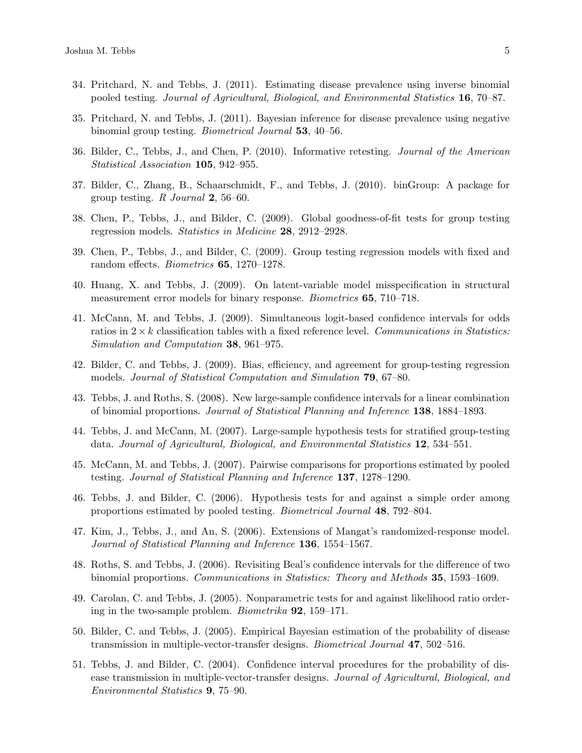34. Pritchard, N. and Tebbs, J. (2011). Estimating disease prevalence using inverse binomial pooled testing. *Journal of Agricultural, Biological, and Environmental Statistics* **16**, 70–87.

35. Pritchard, N. and Tebbs, J. (2011). Bayesian inference for disease prevalence using negative binomial group testing. *Biometrical Journal* **53**, 40–56.

36. Bilder, C., Tebbs, J., and Chen, P. (2010). Informative retesting. *Journal of the American Statistical Association* **105**, 942–955.

37. Bilder, C., Zhang, B., Schaarschmidt, F., and Tebbs, J. (2010). binGroup: A package for group testing. *R Journal* **2**, 56–60.

38. Chen, P., Tebbs, J., and Bilder, C. (2009). Global goodness-of-fit tests for group testing regression models. *Statistics in Medicine* **28**, 2912–2928.

39. Chen, P., Tebbs, J., and Bilder, C. (2009). Group testing regression models with fixed and random effects. *Biometrics* **65**, 1270–1278.

40. Huang, X. and Tebbs, J. (2009). On latent-variable model misspecification in structural measurement error models for binary response. *Biometrics* **65**, 710–718.

41. McCann, M. and Tebbs, J. (2009). Simultaneous logit-based confidence intervals for odds ratios in $2 \times k$ classification tables with a fixed reference level. *Communications in Statistics: Simulation and Computation* **38**, 961–975.

42. Bilder, C. and Tebbs, J. (2009). Bias, efficiency, and agreement for group-testing regression models. *Journal of Statistical Computation and Simulation* **79**, 67–80.

43. Tebbs, J. and Roths, S. (2008). New large-sample confidence intervals for a linear combination of binomial proportions. *Journal of Statistical Planning and Inference* **138**, 1884–1893.

44. Tebbs, J. and McCann, M. (2007). Large-sample hypothesis tests for stratified group-testing data. *Journal of Agricultural, Biological, and Environmental Statistics* **12**, 534–551.

45. McCann, M. and Tebbs, J. (2007). Pairwise comparisons for proportions estimated by pooled testing. *Journal of Statistical Planning and Inference* **137**, 1278–1290.

46. Tebbs, J. and Bilder, C. (2006). Hypothesis tests for and against a simple order among proportions estimated by pooled testing. *Biometrical Journal* **48**, 792–804.

47. Kim, J., Tebbs, J., and An, S. (2006). Extensions of Mangat's randomized-response model. *Journal of Statistical Planning and Inference* **136**, 1554–1567.

48. Roths, S. and Tebbs, J. (2006). Revisiting Beal's confidence intervals for the difference of two binomial proportions. *Communications in Statistics: Theory and Methods* **35**, 1593–1609.

49. Carolan, C. and Tebbs, J. (2005). Nonparametric tests for and against likelihood ratio ordering in the two-sample problem. *Biometrika* **92**, 159–171.

50. Bilder, C. and Tebbs, J. (2005). Empirical Bayesian estimation of the probability of disease transmission in multiple-vector-transfer designs. *Biometrical Journal* **47**, 502–516.

51. Tebbs, J. and Bilder, C. (2004). Confidence interval procedures for the probability of disease transmission in multiple-vector-transfer designs. *Journal of Agricultural, Biological, and Environmental Statistics* **9**, 75–90.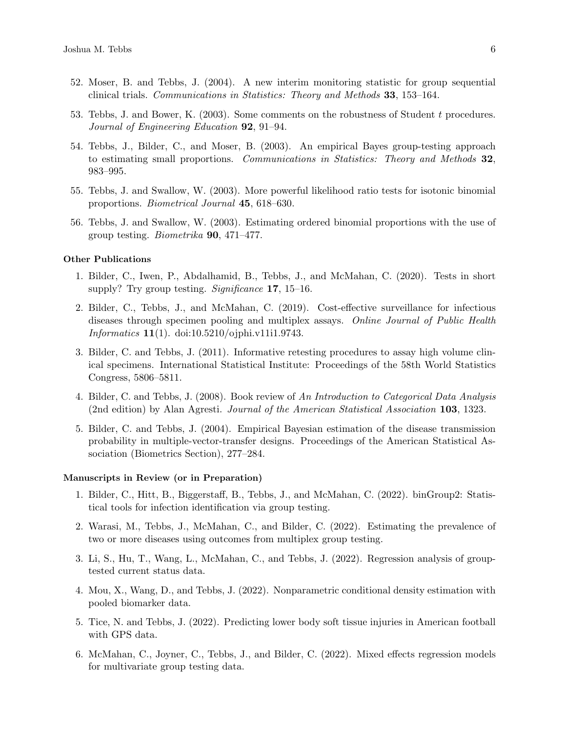52. Moser, B. and Tebbs, J. (2004). A new interim monitoring statistic for group sequential clinical trials. *Communications in Statistics: Theory and Methods* **33**, 153–164.

53. Tebbs, J. and Bower, K. (2003). Some comments on the robustness of Student $t$ procedures. *Journal of Engineering Education* **92**, 91–94.

54. Tebbs, J., Bilder, C., and Moser, B. (2003). An empirical Bayes group-testing approach to estimating small proportions. *Communications in Statistics: Theory and Methods* **32**, 983–995.

55. Tebbs, J. and Swallow, W. (2003). More powerful likelihood ratio tests for isotonic binomial proportions. *Biometrical Journal* **45**, 618–630.

56. Tebbs, J. and Swallow, W. (2003). Estimating ordered binomial proportions with the use of group testing. *Biometrika* **90**, 471–477.

**Other Publications**

1. Bilder, C., Iwen, P., Abdalhamid, B., Tebbs, J., and McMahan, C. (2020). Tests in short supply? Try group testing. *Significance* **17**, 15–16.

2. Bilder, C., Tebbs, J., and McMahan, C. (2019). Cost-effective surveillance for infectious diseases through specimen pooling and multiplex assays. *Online Journal of Public Health Informatics* **11**(1). doi:10.5210/ojphi.v11i1.9743.

3. Bilder, C. and Tebbs, J. (2011). Informative retesting procedures to assay high volume clinical specimens. International Statistical Institute: Proceedings of the 58th World Statistics Congress, 5806–5811.

4. Bilder, C. and Tebbs, J. (2008). Book review of *An Introduction to Categorical Data Analysis* (2nd edition) by Alan Agresti. *Journal of the American Statistical Association* **103**, 1323.

5. Bilder, C. and Tebbs, J. (2004). Empirical Bayesian estimation of the disease transmission probability in multiple-vector-transfer designs. Proceedings of the American Statistical Association (Biometrics Section), 277–284.

**Manuscripts in Review (or in Preparation)**

1. Bilder, C., Hitt, B., Biggerstaff, B., Tebbs, J., and McMahan, C. (2022). binGroup2: Statistical tools for infection identification via group testing.

2. Warasi, M., Tebbs, J., McMahan, C., and Bilder, C. (2022). Estimating the prevalence of two or more diseases using outcomes from multiplex group testing.

3. Li, S., Hu, T., Wang, L., McMahan, C., and Tebbs, J. (2022). Regression analysis of group-tested current status data.

4. Mou, X., Wang, D., and Tebbs, J. (2022). Nonparametric conditional density estimation with pooled biomarker data.

5. Tice, N. and Tebbs, J. (2022). Predicting lower body soft tissue injuries in American football with GPS data.

6. McMahan, C., Joyner, C., Tebbs, J., and Bilder, C. (2022). Mixed effects regression models for multivariate group testing data.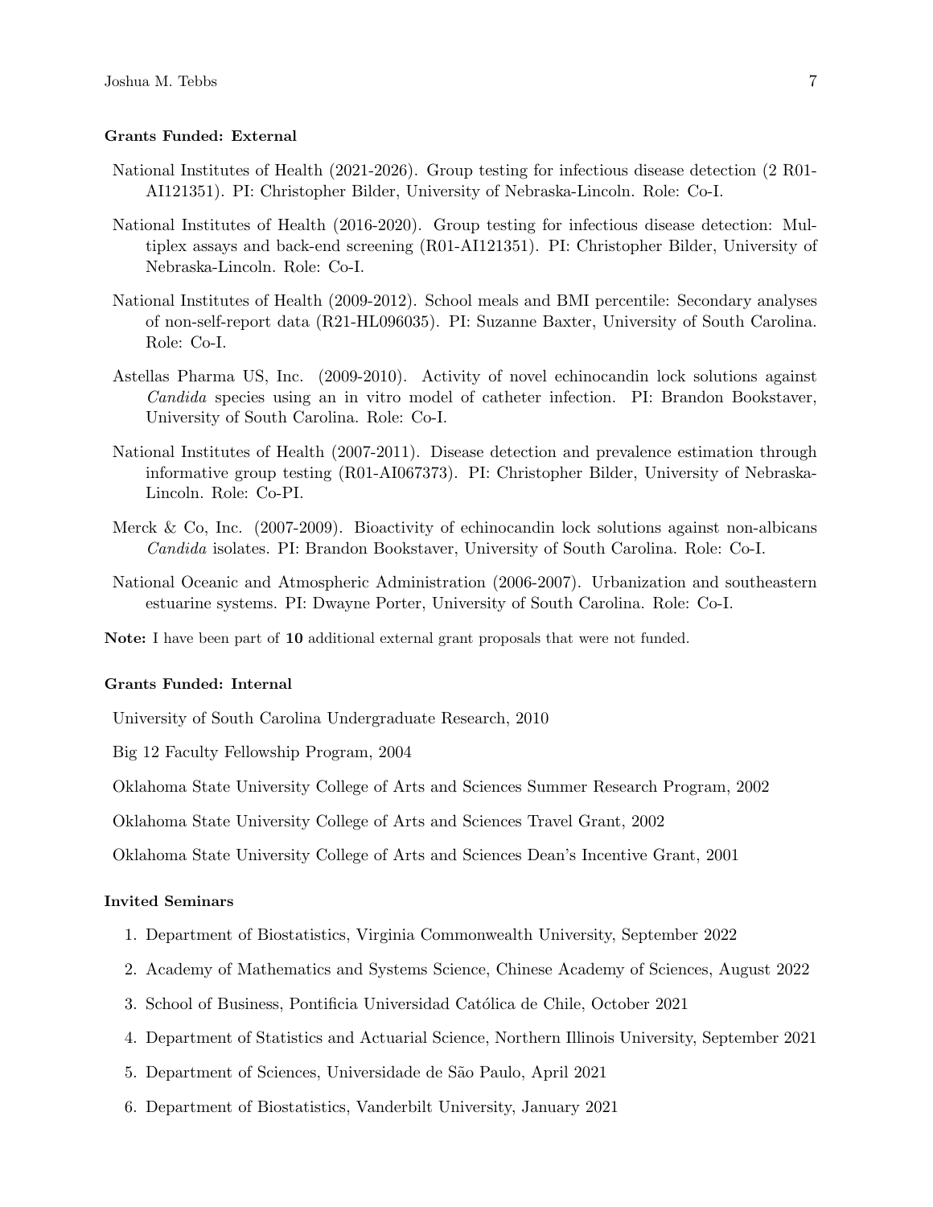### Grants Funded: External

National Institutes of Health (2021-2026). Group testing for infectious disease detection (2 R01-AI121351). PI: Christopher Bilder, University of Nebraska-Lincoln. Role: Co-I.

National Institutes of Health (2016-2020). Group testing for infectious disease detection: Multiplex assays and back-end screening (R01-AI121351). PI: Christopher Bilder, University of Nebraska-Lincoln. Role: Co-I.

National Institutes of Health (2009-2012). School meals and BMI percentile: Secondary analyses of non-self-report data (R21-HL096035). PI: Suzanne Baxter, University of South Carolina. Role: Co-I.

Astellas Pharma US, Inc. (2009-2010). Activity of novel echinocandin lock solutions against *Candida* species using an in vitro model of catheter infection. PI: Brandon Bookstaver, University of South Carolina. Role: Co-I.

National Institutes of Health (2007-2011). Disease detection and prevalence estimation through informative group testing (R01-AI067373). PI: Christopher Bilder, University of Nebraska-Lincoln. Role: Co-PI.

Merck & Co, Inc. (2007-2009). Bioactivity of echinocandin lock solutions against non-albicans *Candida* isolates. PI: Brandon Bookstaver, University of South Carolina. Role: Co-I.

National Oceanic and Atmospheric Administration (2006-2007). Urbanization and southeastern estuarine systems. PI: Dwayne Porter, University of South Carolina. Role: Co-I.

**Note:** I have been part of **10** additional external grant proposals that were not funded.

### Grants Funded: Internal

University of South Carolina Undergraduate Research, 2010

Big 12 Faculty Fellowship Program, 2004

Oklahoma State University College of Arts and Sciences Summer Research Program, 2002

Oklahoma State University College of Arts and Sciences Travel Grant, 2002

Oklahoma State University College of Arts and Sciences Dean's Incentive Grant, 2001

### Invited Seminars

1. Department of Biostatistics, Virginia Commonwealth University, September 2022
2. Academy of Mathematics and Systems Science, Chinese Academy of Sciences, August 2022
3. School of Business, Pontificia Universidad Católica de Chile, October 2021
4. Department of Statistics and Actuarial Science, Northern Illinois University, September 2021
5. Department of Sciences, Universidade de São Paulo, April 2021
6. Department of Biostatistics, Vanderbilt University, January 2021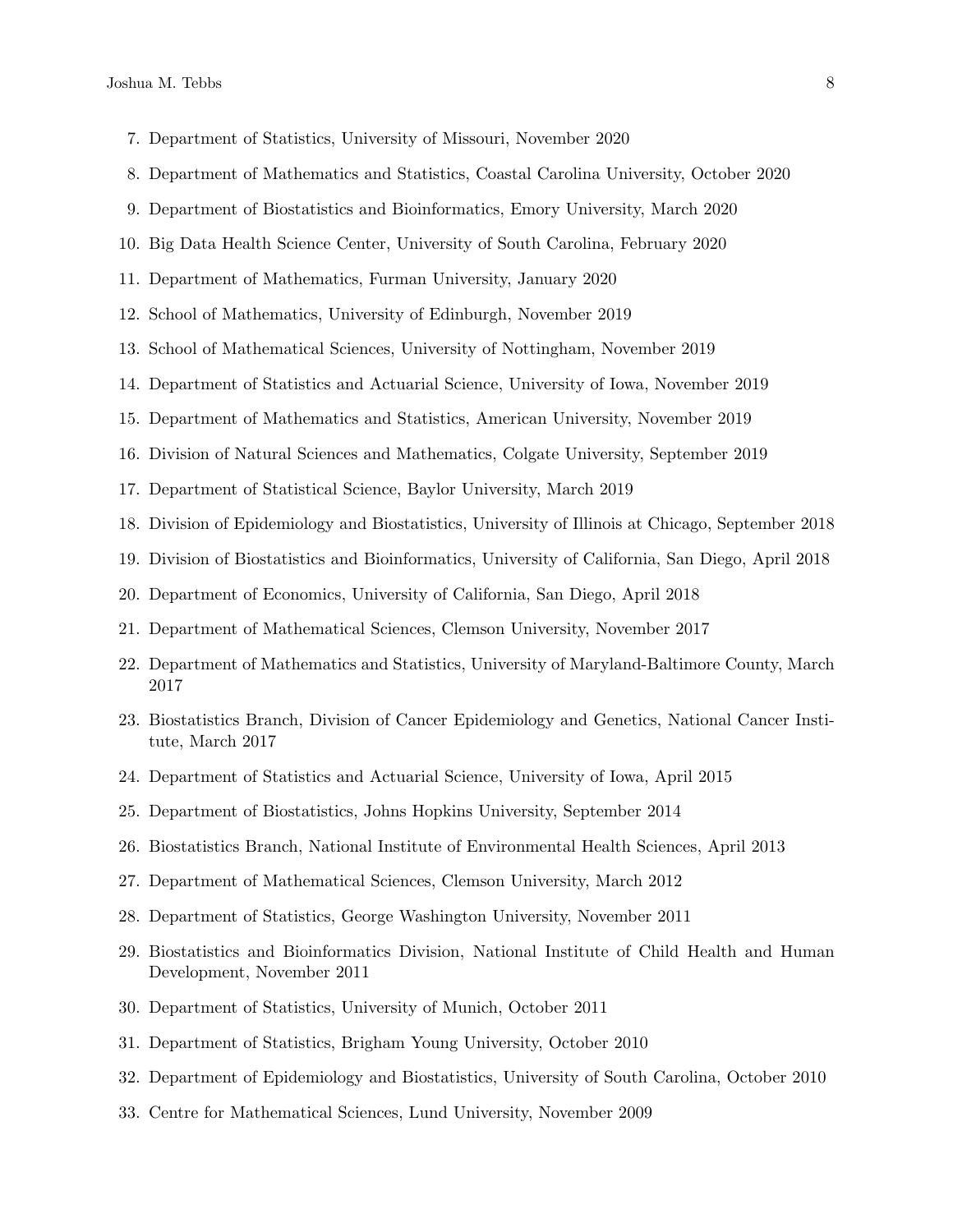7. Department of Statistics, University of Missouri, November 2020
8. Department of Mathematics and Statistics, Coastal Carolina University, October 2020
9. Department of Biostatistics and Bioinformatics, Emory University, March 2020
10. Big Data Health Science Center, University of South Carolina, February 2020
11. Department of Mathematics, Furman University, January 2020
12. School of Mathematics, University of Edinburgh, November 2019
13. School of Mathematical Sciences, University of Nottingham, November 2019
14. Department of Statistics and Actuarial Science, University of Iowa, November 2019
15. Department of Mathematics and Statistics, American University, November 2019
16. Division of Natural Sciences and Mathematics, Colgate University, September 2019
17. Department of Statistical Science, Baylor University, March 2019
18. Division of Epidemiology and Biostatistics, University of Illinois at Chicago, September 2018
19. Division of Biostatistics and Bioinformatics, University of California, San Diego, April 2018
20. Department of Economics, University of California, San Diego, April 2018
21. Department of Mathematical Sciences, Clemson University, November 2017
22. Department of Mathematics and Statistics, University of Maryland-Baltimore County, March 2017
23. Biostatistics Branch, Division of Cancer Epidemiology and Genetics, National Cancer Institute, March 2017
24. Department of Statistics and Actuarial Science, University of Iowa, April 2015
25. Department of Biostatistics, Johns Hopkins University, September 2014
26. Biostatistics Branch, National Institute of Environmental Health Sciences, April 2013
27. Department of Mathematical Sciences, Clemson University, March 2012
28. Department of Statistics, George Washington University, November 2011
29. Biostatistics and Bioinformatics Division, National Institute of Child Health and Human Development, November 2011
30. Department of Statistics, University of Munich, October 2011
31. Department of Statistics, Brigham Young University, October 2010
32. Department of Epidemiology and Biostatistics, University of South Carolina, October 2010
33. Centre for Mathematical Sciences, Lund University, November 2009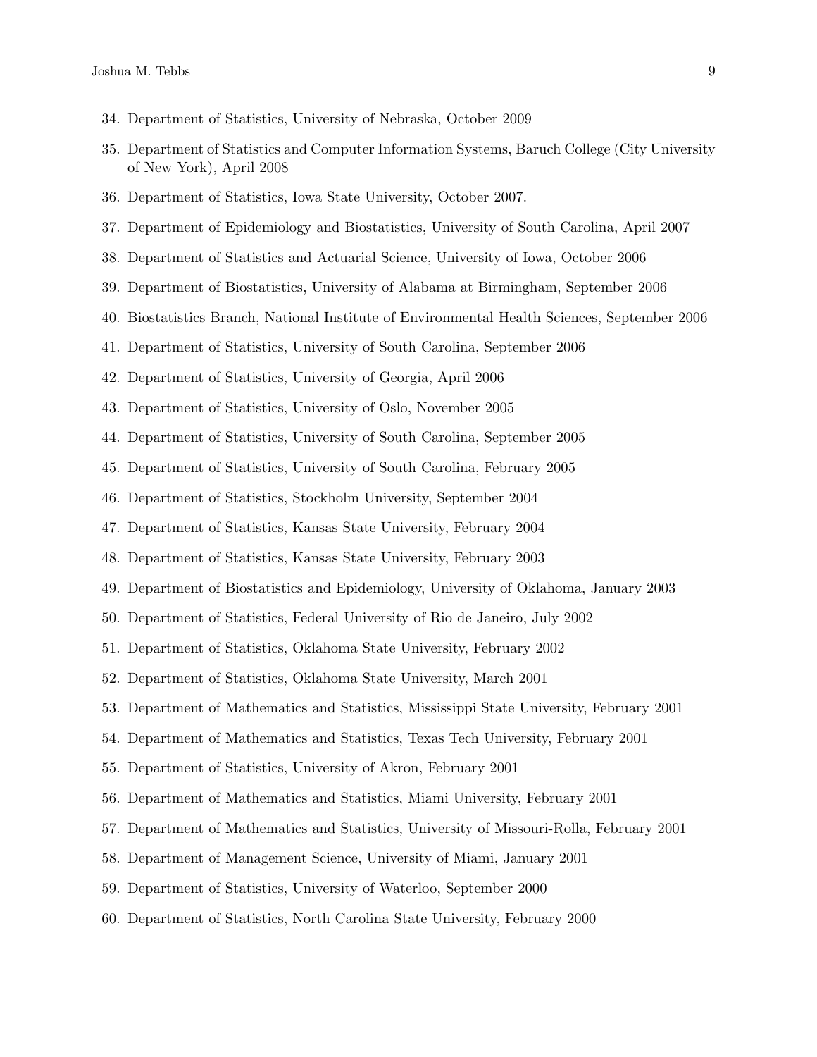34. Department of Statistics, University of Nebraska, October 2009
35. Department of Statistics and Computer Information Systems, Baruch College (City University of New York), April 2008
36. Department of Statistics, Iowa State University, October 2007.
37. Department of Epidemiology and Biostatistics, University of South Carolina, April 2007
38. Department of Statistics and Actuarial Science, University of Iowa, October 2006
39. Department of Biostatistics, University of Alabama at Birmingham, September 2006
40. Biostatistics Branch, National Institute of Environmental Health Sciences, September 2006
41. Department of Statistics, University of South Carolina, September 2006
42. Department of Statistics, University of Georgia, April 2006
43. Department of Statistics, University of Oslo, November 2005
44. Department of Statistics, University of South Carolina, September 2005
45. Department of Statistics, University of South Carolina, February 2005
46. Department of Statistics, Stockholm University, September 2004
47. Department of Statistics, Kansas State University, February 2004
48. Department of Statistics, Kansas State University, February 2003
49. Department of Biostatistics and Epidemiology, University of Oklahoma, January 2003
50. Department of Statistics, Federal University of Rio de Janeiro, July 2002
51. Department of Statistics, Oklahoma State University, February 2002
52. Department of Statistics, Oklahoma State University, March 2001
53. Department of Mathematics and Statistics, Mississippi State University, February 2001
54. Department of Mathematics and Statistics, Texas Tech University, February 2001
55. Department of Statistics, University of Akron, February 2001
56. Department of Mathematics and Statistics, Miami University, February 2001
57. Department of Mathematics and Statistics, University of Missouri-Rolla, February 2001
58. Department of Management Science, University of Miami, January 2001
59. Department of Statistics, University of Waterloo, September 2000
60. Department of Statistics, North Carolina State University, February 2000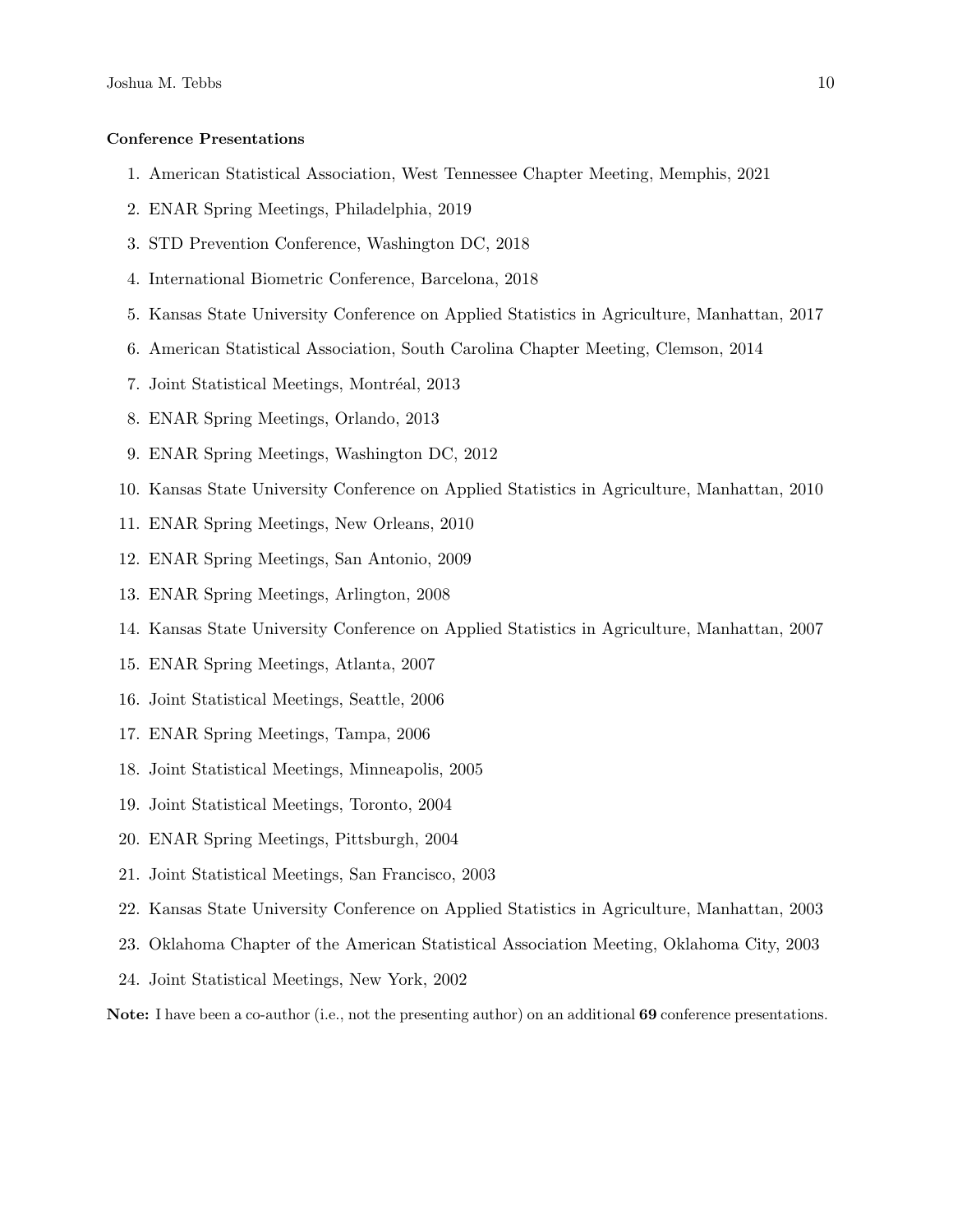**Conference Presentations**

1. American Statistical Association, West Tennessee Chapter Meeting, Memphis, 2021
2. ENAR Spring Meetings, Philadelphia, 2019
3. STD Prevention Conference, Washington DC, 2018
4. International Biometric Conference, Barcelona, 2018
5. Kansas State University Conference on Applied Statistics in Agriculture, Manhattan, 2017
6. American Statistical Association, South Carolina Chapter Meeting, Clemson, 2014
7. Joint Statistical Meetings, Montréal, 2013
8. ENAR Spring Meetings, Orlando, 2013
9. ENAR Spring Meetings, Washington DC, 2012
10. Kansas State University Conference on Applied Statistics in Agriculture, Manhattan, 2010
11. ENAR Spring Meetings, New Orleans, 2010
12. ENAR Spring Meetings, San Antonio, 2009
13. ENAR Spring Meetings, Arlington, 2008
14. Kansas State University Conference on Applied Statistics in Agriculture, Manhattan, 2007
15. ENAR Spring Meetings, Atlanta, 2007
16. Joint Statistical Meetings, Seattle, 2006
17. ENAR Spring Meetings, Tampa, 2006
18. Joint Statistical Meetings, Minneapolis, 2005
19. Joint Statistical Meetings, Toronto, 2004
20. ENAR Spring Meetings, Pittsburgh, 2004
21. Joint Statistical Meetings, San Francisco, 2003
22. Kansas State University Conference on Applied Statistics in Agriculture, Manhattan, 2003
23. Oklahoma Chapter of the American Statistical Association Meeting, Oklahoma City, 2003
24. Joint Statistical Meetings, New York, 2002

**Note:** I have been a co-author (i.e., not the presenting author) on an additional **69** conference presentations.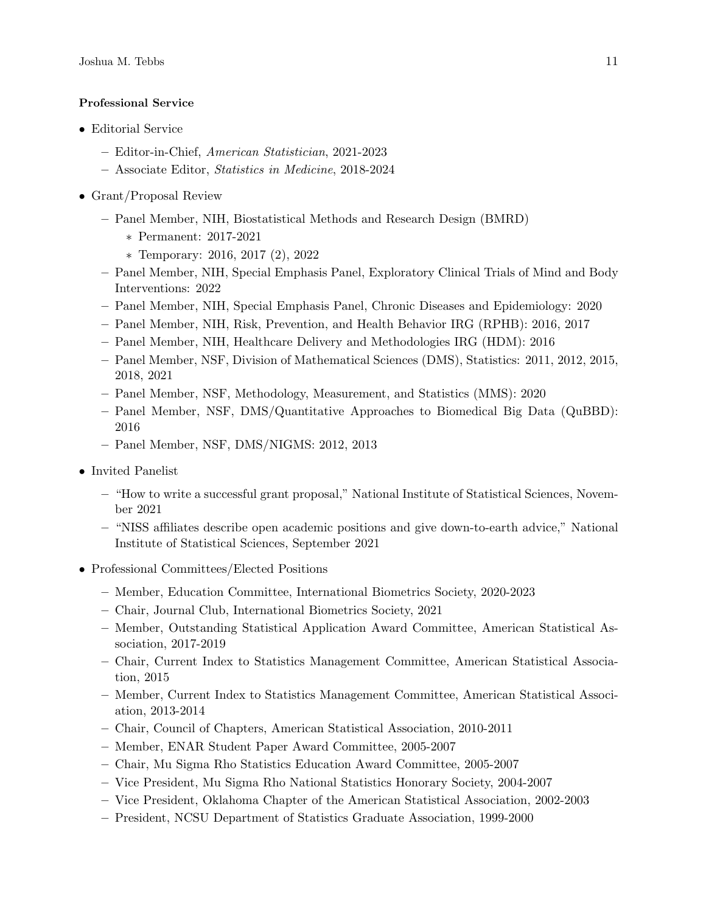**Professional Service**

- Editorial Service
  - Editor-in-Chief, *American Statistician*, 2021-2023
  - Associate Editor, *Statistics in Medicine*, 2018-2024
- Grant/Proposal Review
  - Panel Member, NIH, Biostatistical Methods and Research Design (BMRD)
    - Permanent: 2017-2021
    - Temporary: 2016, 2017 (2), 2022
  - Panel Member, NIH, Special Emphasis Panel, Exploratory Clinical Trials of Mind and Body Interventions: 2022
  - Panel Member, NIH, Special Emphasis Panel, Chronic Diseases and Epidemiology: 2020
  - Panel Member, NIH, Risk, Prevention, and Health Behavior IRG (RPHB): 2016, 2017
  - Panel Member, NIH, Healthcare Delivery and Methodologies IRG (HDM): 2016
  - Panel Member, NSF, Division of Mathematical Sciences (DMS), Statistics: 2011, 2012, 2015, 2018, 2021
  - Panel Member, NSF, Methodology, Measurement, and Statistics (MMS): 2020
  - Panel Member, NSF, DMS/Quantitative Approaches to Biomedical Big Data (QuBBD): 2016
  - Panel Member, NSF, DMS/NIGMS: 2012, 2013
- Invited Panelist
  - "How to write a successful grant proposal," National Institute of Statistical Sciences, November 2021
  - "NISS affiliates describe open academic positions and give down-to-earth advice," National Institute of Statistical Sciences, September 2021
- Professional Committees/Elected Positions
  - Member, Education Committee, International Biometrics Society, 2020-2023
  - Chair, Journal Club, International Biometrics Society, 2021
  - Member, Outstanding Statistical Application Award Committee, American Statistical Association, 2017-2019
  - Chair, Current Index to Statistics Management Committee, American Statistical Association, 2015
  - Member, Current Index to Statistics Management Committee, American Statistical Association, 2013-2014
  - Chair, Council of Chapters, American Statistical Association, 2010-2011
  - Member, ENAR Student Paper Award Committee, 2005-2007
  - Chair, Mu Sigma Rho Statistics Education Award Committee, 2005-2007
  - Vice President, Mu Sigma Rho National Statistics Honorary Society, 2004-2007
  - Vice President, Oklahoma Chapter of the American Statistical Association, 2002-2003
  - President, NCSU Department of Statistics Graduate Association, 1999-2000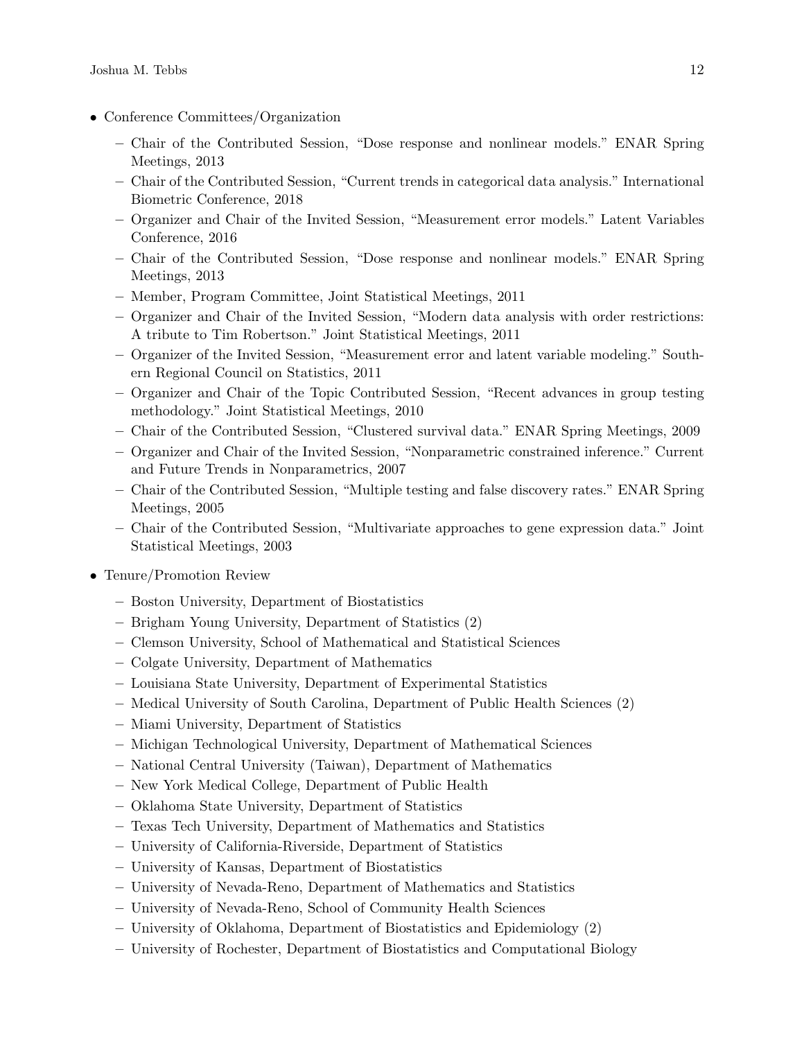- Conference Committees/Organization
  - Chair of the Contributed Session, "Dose response and nonlinear models." ENAR Spring Meetings, 2013
  - Chair of the Contributed Session, "Current trends in categorical data analysis." International Biometric Conference, 2018
  - Organizer and Chair of the Invited Session, "Measurement error models." Latent Variables Conference, 2016
  - Chair of the Contributed Session, "Dose response and nonlinear models." ENAR Spring Meetings, 2013
  - Member, Program Committee, Joint Statistical Meetings, 2011
  - Organizer and Chair of the Invited Session, "Modern data analysis with order restrictions: A tribute to Tim Robertson." Joint Statistical Meetings, 2011
  - Organizer of the Invited Session, "Measurement error and latent variable modeling." Southern Regional Council on Statistics, 2011
  - Organizer and Chair of the Topic Contributed Session, "Recent advances in group testing methodology." Joint Statistical Meetings, 2010
  - Chair of the Contributed Session, "Clustered survival data." ENAR Spring Meetings, 2009
  - Organizer and Chair of the Invited Session, "Nonparametric constrained inference." Current and Future Trends in Nonparametrics, 2007
  - Chair of the Contributed Session, "Multiple testing and false discovery rates." ENAR Spring Meetings, 2005
  - Chair of the Contributed Session, "Multivariate approaches to gene expression data." Joint Statistical Meetings, 2003
- Tenure/Promotion Review
  - Boston University, Department of Biostatistics
  - Brigham Young University, Department of Statistics (2)
  - Clemson University, School of Mathematical and Statistical Sciences
  - Colgate University, Department of Mathematics
  - Louisiana State University, Department of Experimental Statistics
  - Medical University of South Carolina, Department of Public Health Sciences (2)
  - Miami University, Department of Statistics
  - Michigan Technological University, Department of Mathematical Sciences
  - National Central University (Taiwan), Department of Mathematics
  - New York Medical College, Department of Public Health
  - Oklahoma State University, Department of Statistics
  - Texas Tech University, Department of Mathematics and Statistics
  - University of California-Riverside, Department of Statistics
  - University of Kansas, Department of Biostatistics
  - University of Nevada-Reno, Department of Mathematics and Statistics
  - University of Nevada-Reno, School of Community Health Sciences
  - University of Oklahoma, Department of Biostatistics and Epidemiology (2)
  - University of Rochester, Department of Biostatistics and Computational Biology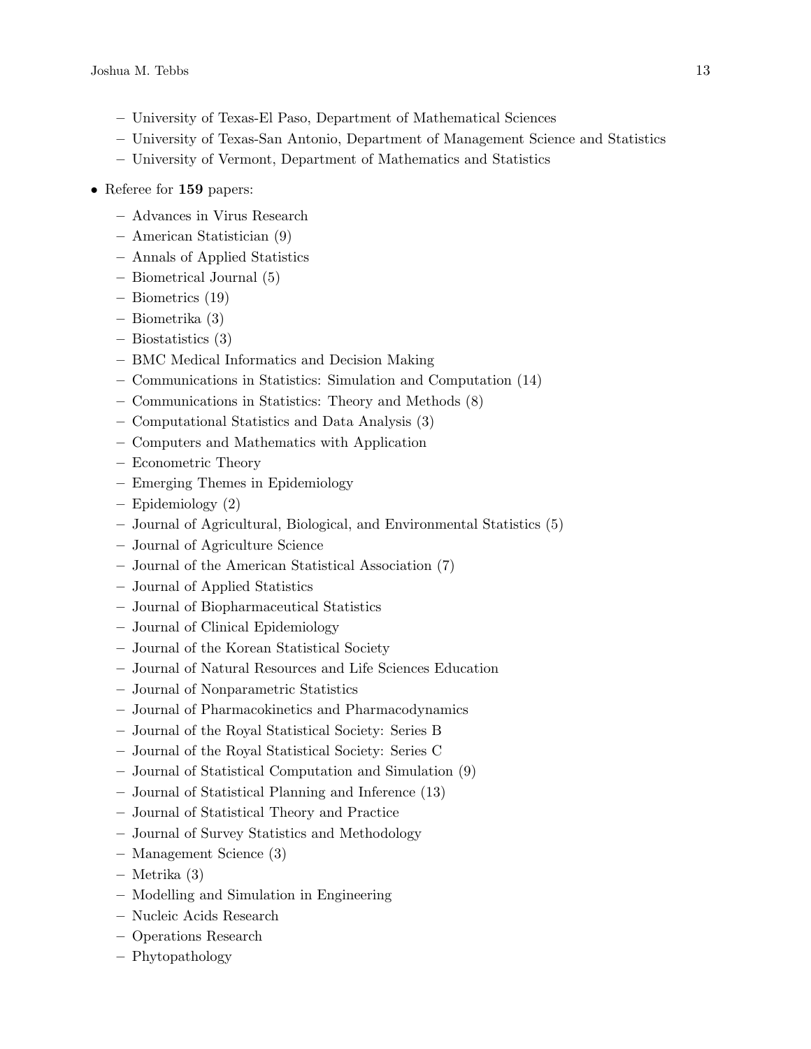- University of Texas-El Paso, Department of Mathematical Sciences
  - University of Texas-San Antonio, Department of Management Science and Statistics
  - University of Vermont, Department of Mathematics and Statistics

- Referee for **159** papers:
  - Advances in Virus Research
  - American Statistician (9)
  - Annals of Applied Statistics
  - Biometrical Journal (5)
  - Biometrics (19)
  - Biometrika (3)
  - Biostatistics (3)
  - BMC Medical Informatics and Decision Making
  - Communications in Statistics: Simulation and Computation (14)
  - Communications in Statistics: Theory and Methods (8)
  - Computational Statistics and Data Analysis (3)
  - Computers and Mathematics with Application
  - Econometric Theory
  - Emerging Themes in Epidemiology
  - Epidemiology (2)
  - Journal of Agricultural, Biological, and Environmental Statistics (5)
  - Journal of Agriculture Science
  - Journal of the American Statistical Association (7)
  - Journal of Applied Statistics
  - Journal of Biopharmaceutical Statistics
  - Journal of Clinical Epidemiology
  - Journal of the Korean Statistical Society
  - Journal of Natural Resources and Life Sciences Education
  - Journal of Nonparametric Statistics
  - Journal of Pharmacokinetics and Pharmacodynamics
  - Journal of the Royal Statistical Society: Series B
  - Journal of the Royal Statistical Society: Series C
  - Journal of Statistical Computation and Simulation (9)
  - Journal of Statistical Planning and Inference (13)
  - Journal of Statistical Theory and Practice
  - Journal of Survey Statistics and Methodology
  - Management Science (3)
  - Metrika (3)
  - Modelling and Simulation in Engineering
  - Nucleic Acids Research
  - Operations Research
  - Phytopathology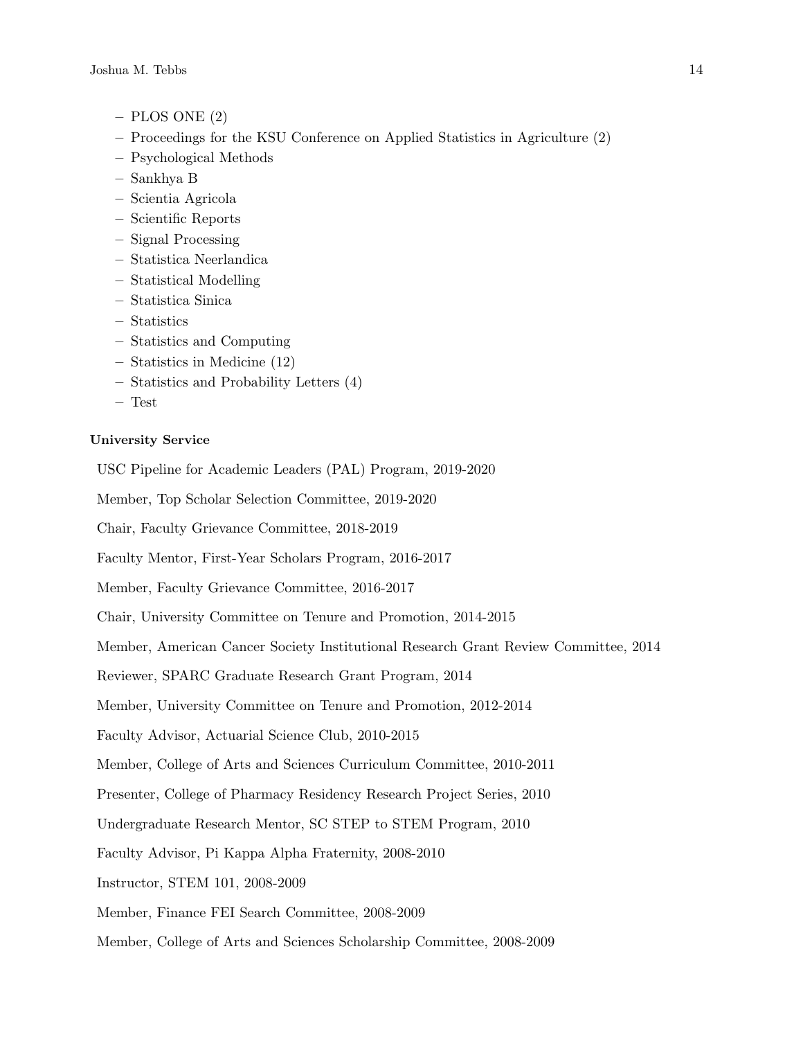- PLOS ONE (2)
- Proceedings for the KSU Conference on Applied Statistics in Agriculture (2)
- Psychological Methods
- Sankhya B
- Scientia Agricola
- Scientific Reports
- Signal Processing
- Statistica Neerlandica
- Statistical Modelling
- Statistica Sinica
- Statistics
- Statistics and Computing
- Statistics in Medicine (12)
- Statistics and Probability Letters (4)
- Test

**University Service**

USC Pipeline for Academic Leaders (PAL) Program, 2019-2020

Member, Top Scholar Selection Committee, 2019-2020

Chair, Faculty Grievance Committee, 2018-2019

Faculty Mentor, First-Year Scholars Program, 2016-2017

Member, Faculty Grievance Committee, 2016-2017

Chair, University Committee on Tenure and Promotion, 2014-2015

Member, American Cancer Society Institutional Research Grant Review Committee, 2014

Reviewer, SPARC Graduate Research Grant Program, 2014

Member, University Committee on Tenure and Promotion, 2012-2014

Faculty Advisor, Actuarial Science Club, 2010-2015

Member, College of Arts and Sciences Curriculum Committee, 2010-2011

Presenter, College of Pharmacy Residency Research Project Series, 2010

Undergraduate Research Mentor, SC STEP to STEM Program, 2010

Faculty Advisor, Pi Kappa Alpha Fraternity, 2008-2010

Instructor, STEM 101, 2008-2009

Member, Finance FEI Search Committee, 2008-2009

Member, College of Arts and Sciences Scholarship Committee, 2008-2009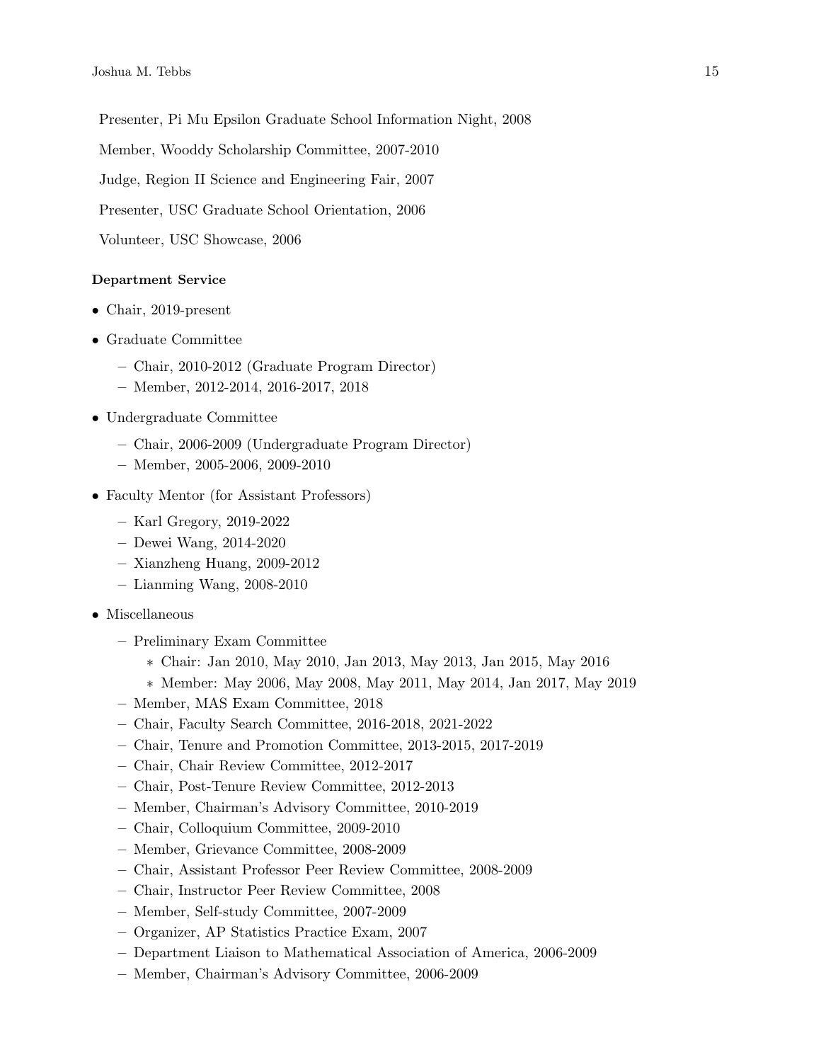Presenter, Pi Mu Epsilon Graduate School Information Night, 2008

Member, Wooddy Scholarship Committee, 2007-2010

Judge, Region II Science and Engineering Fair, 2007

Presenter, USC Graduate School Orientation, 2006

Volunteer, USC Showcase, 2006

**Department Service**

- Chair, 2019-present
- Graduate Committee
  - Chair, 2010-2012 (Graduate Program Director)
  - Member, 2012-2014, 2016-2017, 2018
- Undergraduate Committee
  - Chair, 2006-2009 (Undergraduate Program Director)
  - Member, 2005-2006, 2009-2010
- Faculty Mentor (for Assistant Professors)
  - Karl Gregory, 2019-2022
  - Dewei Wang, 2014-2020
  - Xianzheng Huang, 2009-2012
  - Lianming Wang, 2008-2010
- Miscellaneous
  - Preliminary Exam Committee
    - Chair: Jan 2010, May 2010, Jan 2013, May 2013, Jan 2015, May 2016
    - Member: May 2006, May 2008, May 2011, May 2014, Jan 2017, May 2019
  - Member, MAS Exam Committee, 2018
  - Chair, Faculty Search Committee, 2016-2018, 2021-2022
  - Chair, Tenure and Promotion Committee, 2013-2015, 2017-2019
  - Chair, Chair Review Committee, 2012-2017
  - Chair, Post-Tenure Review Committee, 2012-2013
  - Member, Chairman's Advisory Committee, 2010-2019
  - Chair, Colloquium Committee, 2009-2010
  - Member, Grievance Committee, 2008-2009
  - Chair, Assistant Professor Peer Review Committee, 2008-2009
  - Chair, Instructor Peer Review Committee, 2008
  - Member, Self-study Committee, 2007-2009
  - Organizer, AP Statistics Practice Exam, 2007
  - Department Liaison to Mathematical Association of America, 2006-2009
  - Member, Chairman's Advisory Committee, 2006-2009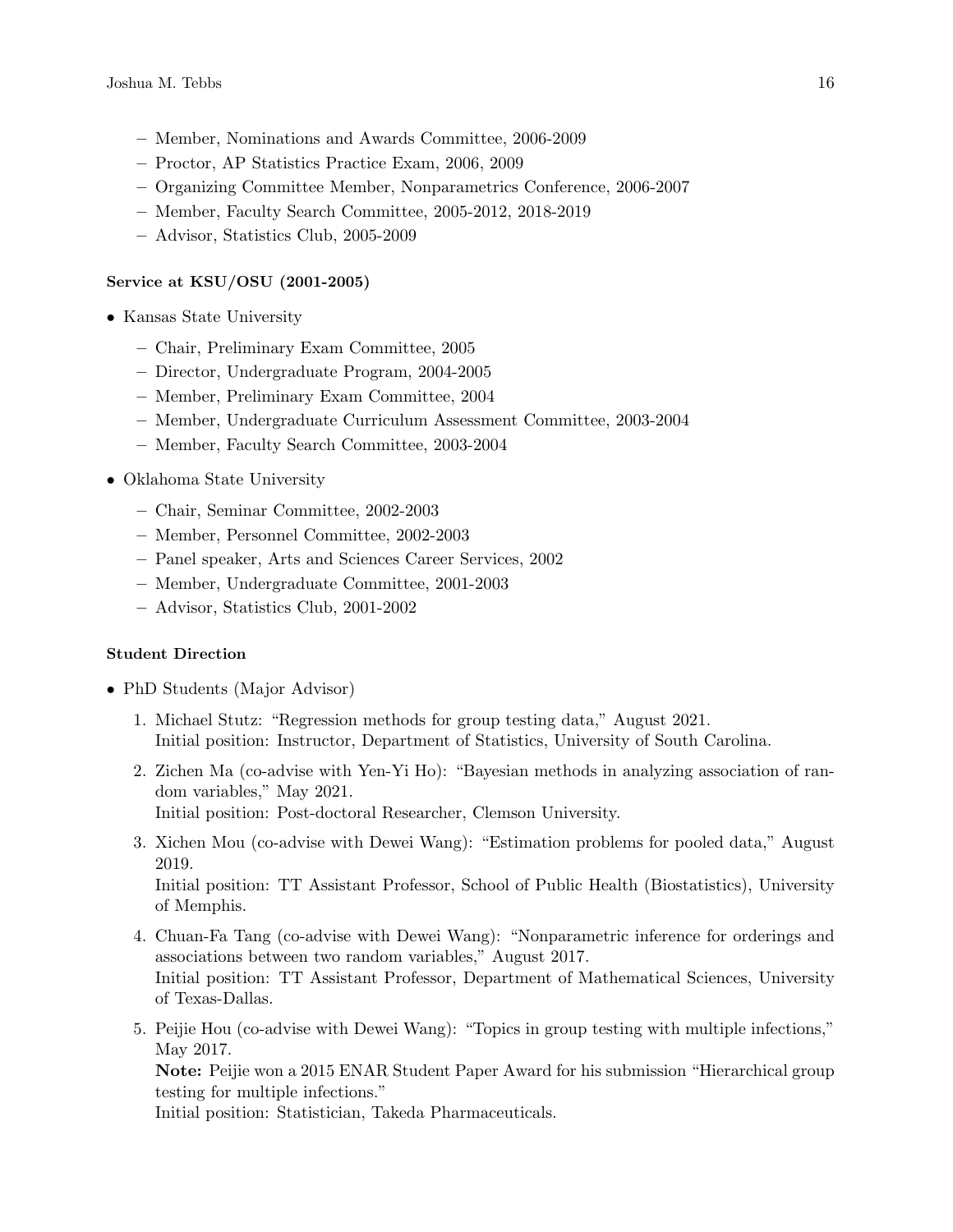- Member, Nominations and Awards Committee, 2006-2009
- Proctor, AP Statistics Practice Exam, 2006, 2009
- Organizing Committee Member, Nonparametrics Conference, 2006-2007
- Member, Faculty Search Committee, 2005-2012, 2018-2019
- Advisor, Statistics Club, 2005-2009

**Service at KSU/OSU (2001-2005)**

- Kansas State University
  - Chair, Preliminary Exam Committee, 2005
  - Director, Undergraduate Program, 2004-2005
  - Member, Preliminary Exam Committee, 2004
  - Member, Undergraduate Curriculum Assessment Committee, 2003-2004
  - Member, Faculty Search Committee, 2003-2004
- Oklahoma State University
  - Chair, Seminar Committee, 2002-2003
  - Member, Personnel Committee, 2002-2003
  - Panel speaker, Arts and Sciences Career Services, 2002
  - Member, Undergraduate Committee, 2001-2003
  - Advisor, Statistics Club, 2001-2002

**Student Direction**

- PhD Students (Major Advisor)
  1. Michael Stutz: "Regression methods for group testing data," August 2021.
     Initial position: Instructor, Department of Statistics, University of South Carolina.
  2. Zichen Ma (co-advise with Yen-Yi Ho): "Bayesian methods in analyzing association of random variables," May 2021.
     Initial position: Post-doctoral Researcher, Clemson University.
  3. Xichen Mou (co-advise with Dewei Wang): "Estimation problems for pooled data," August 2019.
     Initial position: TT Assistant Professor, School of Public Health (Biostatistics), University of Memphis.
  4. Chuan-Fa Tang (co-advise with Dewei Wang): "Nonparametric inference for orderings and associations between two random variables," August 2017.
     Initial position: TT Assistant Professor, Department of Mathematical Sciences, University of Texas-Dallas.
  5. Peijie Hou (co-advise with Dewei Wang): "Topics in group testing with multiple infections," May 2017.
     **Note:** Peijie won a 2015 ENAR Student Paper Award for his submission "Hierarchical group testing for multiple infections."
     Initial position: Statistician, Takeda Pharmaceuticals.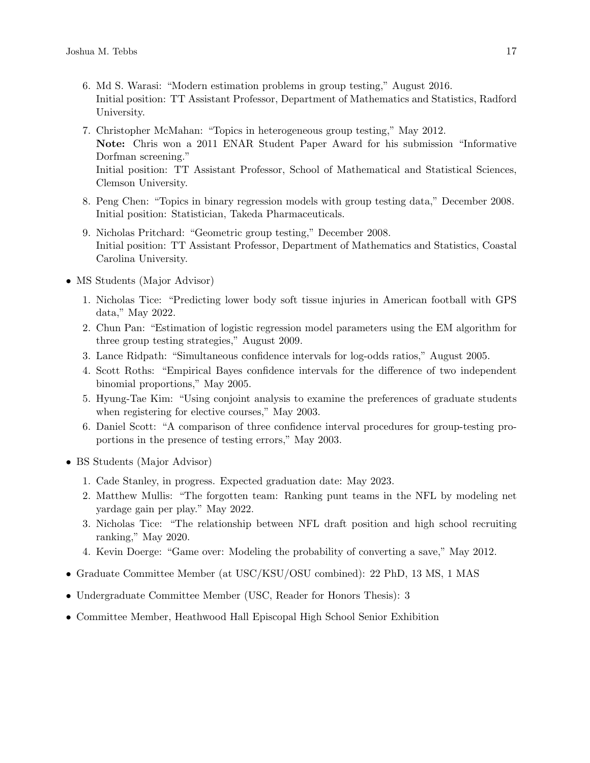6. Md S. Warasi: "Modern estimation problems in group testing," August 2016.
   Initial position: TT Assistant Professor, Department of Mathematics and Statistics, Radford University.
7. Christopher McMahan: "Topics in heterogeneous group testing," May 2012.
   **Note:** Chris won a 2011 ENAR Student Paper Award for his submission "Informative Dorfman screening."
   Initial position: TT Assistant Professor, School of Mathematical and Statistical Sciences, Clemson University.
8. Peng Chen: "Topics in binary regression models with group testing data," December 2008.
   Initial position: Statistician, Takeda Pharmaceuticals.
9. Nicholas Pritchard: "Geometric group testing," December 2008.
   Initial position: TT Assistant Professor, Department of Mathematics and Statistics, Coastal Carolina University.

- MS Students (Major Advisor)
  1. Nicholas Tice: "Predicting lower body soft tissue injuries in American football with GPS data," May 2022.
  2. Chun Pan: "Estimation of logistic regression model parameters using the EM algorithm for three group testing strategies," August 2009.
  3. Lance Ridpath: "Simultaneous confidence intervals for log-odds ratios," August 2005.
  4. Scott Roths: "Empirical Bayes confidence intervals for the difference of two independent binomial proportions," May 2005.
  5. Hyung-Tae Kim: "Using conjoint analysis to examine the preferences of graduate students when registering for elective courses," May 2003.
  6. Daniel Scott: "A comparison of three confidence interval procedures for group-testing proportions in the presence of testing errors," May 2003.
- BS Students (Major Advisor)
  1. Cade Stanley, in progress. Expected graduation date: May 2023.
  2. Matthew Mullis: "The forgotten team: Ranking punt teams in the NFL by modeling net yardage gain per play." May 2022.
  3. Nicholas Tice: "The relationship between NFL draft position and high school recruiting ranking," May 2020.
  4. Kevin Doerge: "Game over: Modeling the probability of converting a save," May 2012.
- Graduate Committee Member (at USC/KSU/OSU combined): 22 PhD, 13 MS, 1 MAS
- Undergraduate Committee Member (USC, Reader for Honors Thesis): 3
- Committee Member, Heathwood Hall Episcopal High School Senior Exhibition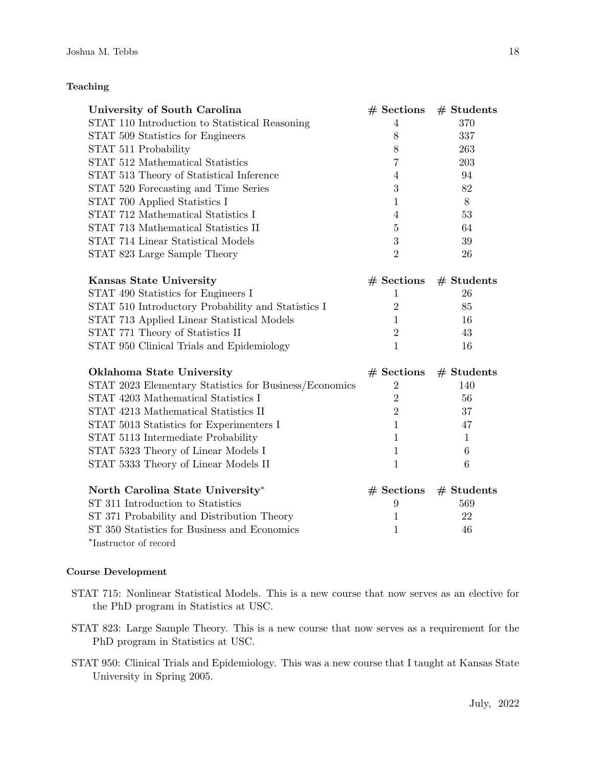### Teaching

| University of South Carolina | # Sections | # Students |
|---|---|---|
| STAT 110 Introduction to Statistical Reasoning | 4 | 370 |
| STAT 509 Statistics for Engineers | 8 | 337 |
| STAT 511 Probability | 8 | 263 |
| STAT 512 Mathematical Statistics | 7 | 203 |
| STAT 513 Theory of Statistical Inference | 4 | 94 |
| STAT 520 Forecasting and Time Series | 3 | 82 |
| STAT 700 Applied Statistics I | 1 | 8 |
| STAT 712 Mathematical Statistics I | 4 | 53 |
| STAT 713 Mathematical Statistics II | 5 | 64 |
| STAT 714 Linear Statistical Models | 3 | 39 |
| STAT 823 Large Sample Theory | 2 | 26 |

| Kansas State University | # Sections | # Students |
|---|---|---|
| STAT 490 Statistics for Engineers I | 1 | 26 |
| STAT 510 Introductory Probability and Statistics I | 2 | 85 |
| STAT 713 Applied Linear Statistical Models | 1 | 16 |
| STAT 771 Theory of Statistics II | 2 | 43 |
| STAT 950 Clinical Trials and Epidemiology | 1 | 16 |

| Oklahoma State University | # Sections | # Students |
|---|---|---|
| STAT 2023 Elementary Statistics for Business/Economics | 2 | 140 |
| STAT 4203 Mathematical Statistics I | 2 | 56 |
| STAT 4213 Mathematical Statistics II | 2 | 37 |
| STAT 5013 Statistics for Experimenters I | 1 | 47 |
| STAT 5113 Intermediate Probability | 1 | 1 |
| STAT 5323 Theory of Linear Models I | 1 | 6 |
| STAT 5333 Theory of Linear Models II | 1 | 6 |

| North Carolina State University* | # Sections | # Students |
|---|---|---|
| ST 311 Introduction to Statistics | 9 | 569 |
| ST 371 Probability and Distribution Theory | 1 | 22 |
| ST 350 Statistics for Business and Economics | 1 | 46 |

*Instructor of record

### Course Development

STAT 715: Nonlinear Statistical Models. This is a new course that now serves as an elective for the PhD program in Statistics at USC.

STAT 823: Large Sample Theory. This is a new course that now serves as a requirement for the PhD program in Statistics at USC.

STAT 950: Clinical Trials and Epidemiology. This was a new course that I taught at Kansas State University in Spring 2005.

July, 2022